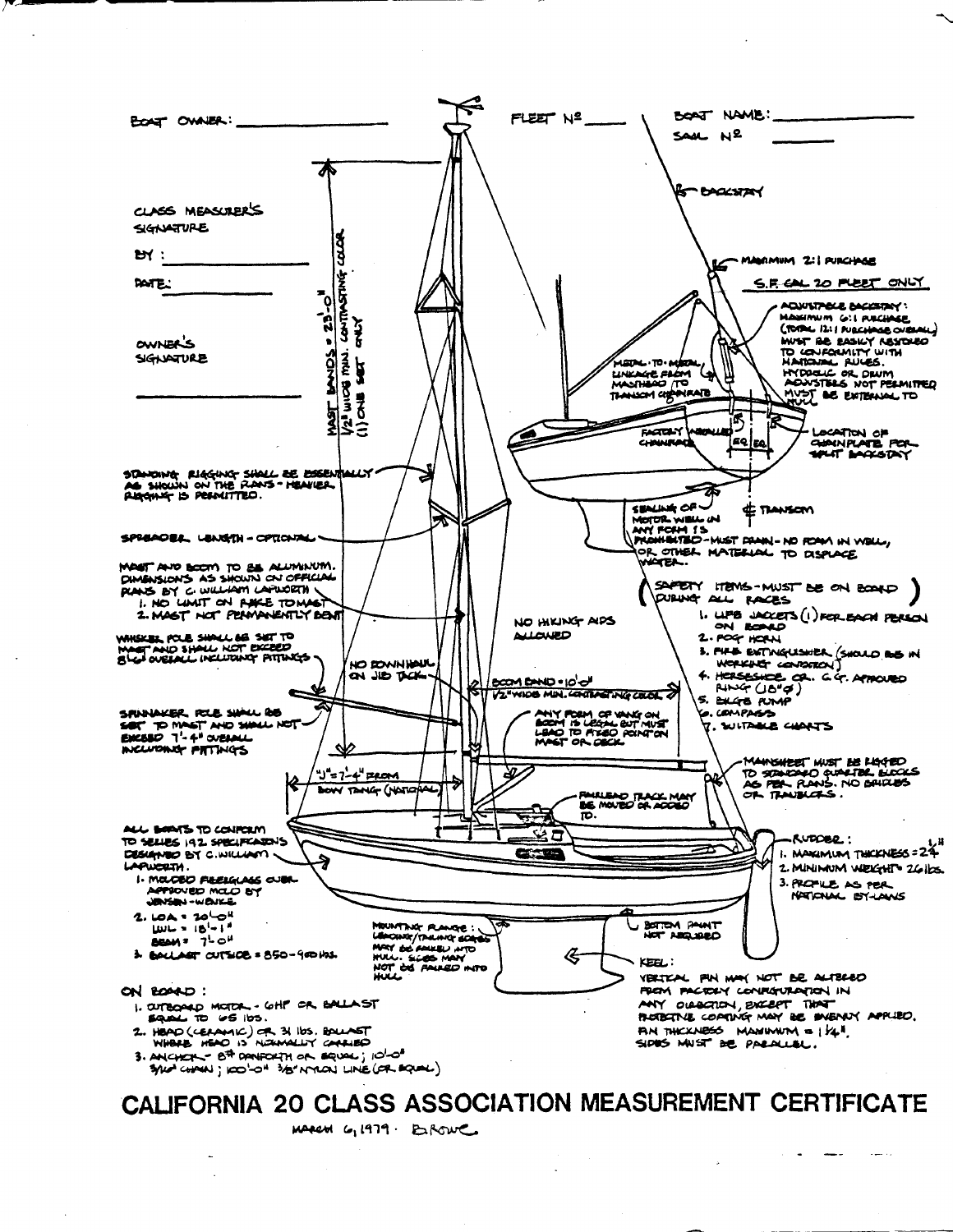BOAT OWNER: ______________

FLEET Nº ____

BOAT NAME: ______________

SAIL Nº ______

CLASS MEASURER'S SIGNATURE

BY : ______________

DATE: ______________

OWNER'S SIGNATURE

______________

BACKSTAY

MAST BANDS = 23'-0" 1/2" WIDE MIN. CONTRASTING COLOR (1) ONE SET ONLY

MAXIMUM 2:1 PURCHASE

S.F. CAL 20 FLEET ONLY

ADJUSTABLE BACKSTAY: MAXIMUM 6:1 PURCHASE (TOTAL 12:1 PURCHASE OVERALL) MUST BE EASILY RESTORED TO CONFORMITY WITH NATIONAL RULES. HYDRAULIC OR DRUM ADJUSTERS NOT PERMITTED MUST BE EXTERNAL TO HULL

METAL-TO-METAL LINKAGE FROM MASTHEAD TO TRANSOM CHAINPLATE

FACTORY INSTALLED CHAINPLATE

EQ | EQ

LOCATION OF CHAINPLATE FOR SPLIT BACKSTAY

STANDING RIGGING SHALL BE ESSENTIALLY AS SHOWN ON THE PLANS - HEAVIER RIGGING IS PERMITTED.

SEALING OF MOTOR WELL IN ANY FORM IS PROHIBITED - MUST DRAIN - NO FOAM IN WELL, OR OTHER MATERIAL TO DISPLACE WATER.

℄ TRANSOM

SPREADER LENGTH - OPTIONAL

MAST AND BOOM TO BE ALUMINUM. DIMENSIONS AS SHOWN ON OFFICIAL PLANS BY C. WILLIAM LAPWORTH

1. NO LIMIT ON RAKE TO MAST
2. MAST NOT PERMANENTLY BENT

NO HIKING AIDS ALLOWED

( SAFETY ITEMS - MUST BE ON BOARD DURING ALL RACES )

1. LIFE JACKETS (1) FOR EACH PERSON ON BOARD
2. FOG HORN
3. FIRE EXTINGUISHER (SHOULD BE IN WORKING CONDITION)
4. HORSESHOE OR C.G. APPROVED RING (18"⌀)
5. BILGE PUMP
6. COMPASS
7. SUITABLE CHARTS

WHISKER POLE SHALL BE SET TO MAST AND SHALL NOT EXCEED 8'-6" OVERALL INCLUDING FITTINGS

NO DOWNHAUL ON JIB TACK

BOOM BAND = 10'-0" 1/2" WIDE MIN. CONTRASTING COLOR

ANY FORM OF VANG ON BOOM IS LEGAL BUT MUST LEAD TO FIXED POINT ON MAST OR DECK.

SPINNAKER POLE SHALL BE SET TO MAST AND SHALL NOT EXCEED 7'-4" OVERALL INCLUDING FITTINGS

"J" = 7'-4" FROM BOW TANG (NATIONAL)

MAINSHEET MUST BE RIGGED TO STANDARD QUARTER BLOCKS AS PER PLANS. NO BRIDLES OR TRAVELERS.

FAIRLEAD TRACK MAY BE MOVED OR ADDED TO.

ALL BOATS TO CONFORM TO SERIES 1 & 2 SPECIFICATIONS DESIGNED BY C. WILLIAM LAPWORTH.

1. MOLDED FIBERGLASS OVER APPROVED MOLD BY JENSEN-WENKE.
2. LOA = 20'-0"
   LWL = 18'-1"
   BEAM = 7'-0"
3. BALLAST OUTSIDE = 850-900 lbs.

RUDDER:

1. MAXIMUM THICKNESS = $2\frac{1}{4}$"
2. MINIMUM WEIGHT = 26 lbs.
3. PROFILE AS PER NATIONAL BY-LAWS

MOUNTING FLANGE: LEADING/TRAILING EDGES MAY BE FAIRED INTO HULL. SIDES MAY NOT BE FAIRED INTO HULL.

BOTTOM PAINT NOT REQUIRED

KEEL: VERTICAL FIN MAY NOT BE ALTERED FROM FACTORY CONFIGURATION IN ANY DIRECTION, EXCEPT THAT PROTECTIVE COATING MAY BE EVENLY APPLIED. FIN THICKNESS MAXIMUM = $1\frac{1}{4}$", SIDES MUST BE PARALLEL.

ON BOARD:

1. OUTBOARD MOTOR - 6HP OR BALLAST EQUAL TO 65 lbs.
2. HEAD (CERAMIC) OR 31 lbs. BALLAST WHERE HEAD IS NORMALLY CARRIED
3. ANCHOR - 8# DANFORTH OR EQUAL; 10'-0" 3/16" CHAIN; 100'-0" 3/8" NYLON LINE (OR EQUAL)

# CALIFORNIA 20 CLASS ASSOCIATION MEASUREMENT CERTIFICATE

MARCH 6, 1979 · BROWE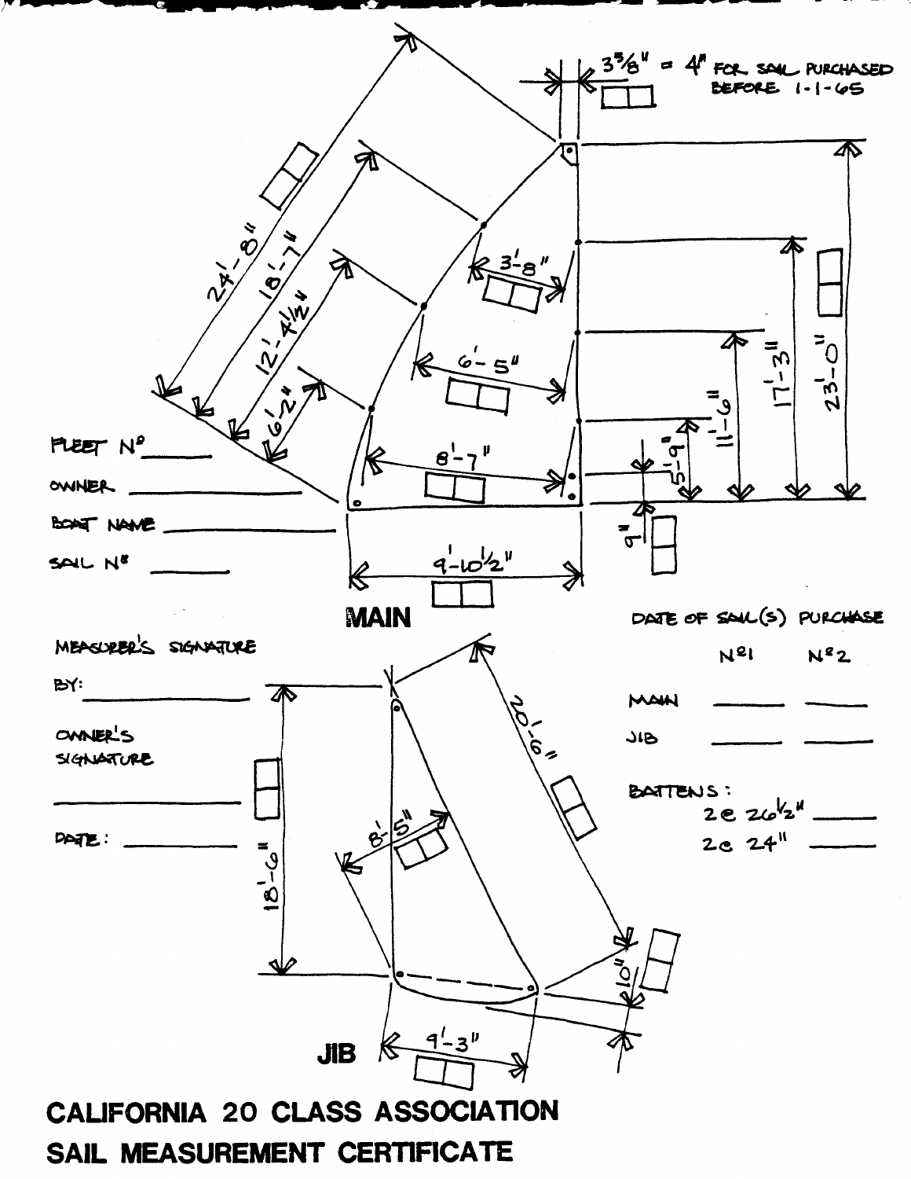# MAIN

3 3/8" = 4" FOR SAIL PURCHASED BEFORE 1-1-65

24'-8"

18'-7"

12'-4 1/2"

6'-2"

3'-8"

6'-5"

8'-7"

9'-10 1/2"

23'-0"

17'-3"

11'-6"

5'-9"

9"

FLEET Nº ________

OWNER ________

BOAT NAME ________

SAIL Nº ________

# JIB

20'-6"

18'-6"

8'-5"

10"

9'-3"

MEASURER'S SIGNATURE

BY: ________

OWNER'S SIGNATURE

________

DATE: ________

DATE OF SAIL(S) PURCHASE

| | Nº1 | Nº2 |
|---|---|---|
| MAIN | ________ | ________ |
| JIB | ________ | ________ |

BATTENS:

2 @ 26 1/2" ________

2 @ 24" ________

**CALIFORNIA 20 CLASS ASSOCIATION**

**SAIL MEASUREMENT CERTIFICATE**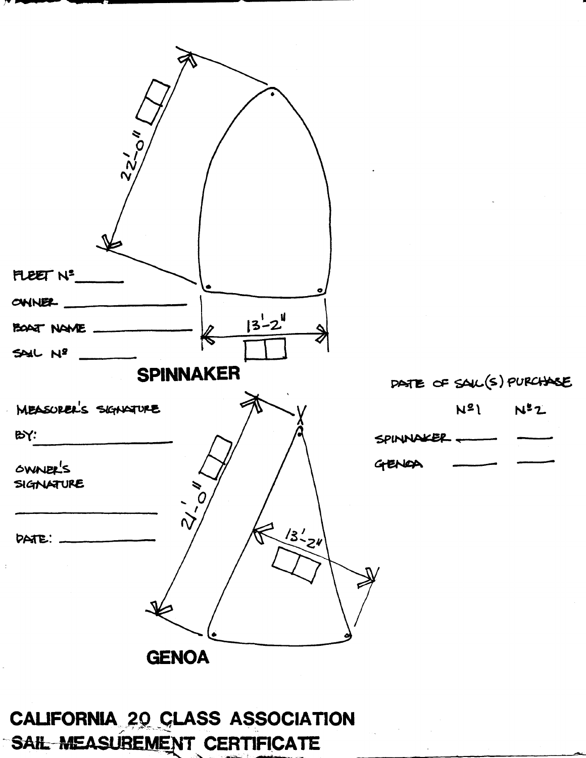22'-0"

13'-2"

**SPINNAKER**

FLEET Nº ______

OWNER ______________

BOAT NAME ______________

SAIL Nº ______

MEASURER'S SIGNATURE

BY: ______________

OWNER'S SIGNATURE

______________

DATE: ______________

21'-0"

13'-2"

**GENOA**

DATE OF SAIL(S) PURCHASE

| | Nº1 | Nº2 |
|---|---|---|
| SPINNAKER | ____ | ____ |
| GENOA | ____ | ____ |

**CALIFORNIA 20 CLASS ASSOCIATION**

**SAIL MEASUREMENT CERTIFICATE**